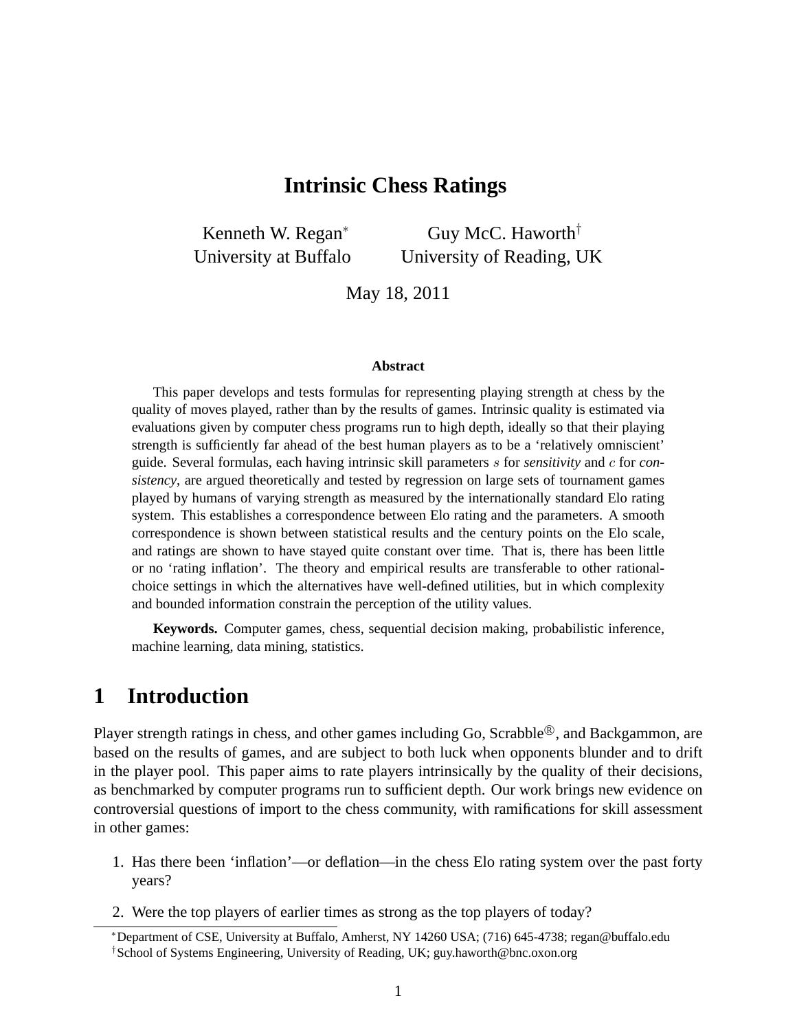# Intrinsic Chess Ratings

Kenneth W. Regan[*] — University at Buffalo

Guy McC. Haworth[†] — University of Reading, UK

May 18, 2011

**Abstract**

This paper develops and tests formulas for representing playing strength at chess by the quality of moves played, rather than by the results of games. Intrinsic quality is estimated via evaluations given by computer chess programs run to high depth, ideally so that their playing strength is sufficiently far ahead of the best human players as to be a 'relatively omniscient' guide. Several formulas, each having intrinsic skill parameters $s$ for *sensitivity* and $c$ for *consistency*, are argued theoretically and tested by regression on large sets of tournament games played by humans of varying strength as measured by the internationally standard Elo rating system. This establishes a correspondence between Elo rating and the parameters. A smooth correspondence is shown between statistical results and the century points on the Elo scale, and ratings are shown to have stayed quite constant over time. That is, there has been little or no 'rating inflation'. The theory and empirical results are transferable to other rational-choice settings in which the alternatives have well-defined utilities, but in which complexity and bounded information constrain the perception of the utility values.

**Keywords.** Computer games, chess, sequential decision making, probabilistic inference, machine learning, data mining, statistics.

## 1 Introduction

Player strength ratings in chess, and other games including Go, Scrabble®, and Backgammon, are based on the results of games, and are subject to both luck when opponents blunder and to drift in the player pool. This paper aims to rate players intrinsically by the quality of their decisions, as benchmarked by computer programs run to sufficient depth. Our work brings new evidence on controversial questions of import to the chess community, with ramifications for skill assessment in other games:

1. Has there been 'inflation'—or deflation—in the chess Elo rating system over the past forty years?
2. Were the top players of earlier times as strong as the top players of today?

[*] Department of CSE, University at Buffalo, Amherst, NY 14260 USA; (716) 645-4738; regan@buffalo.edu

[†] School of Systems Engineering, University of Reading, UK; guy.haworth@bnc.oxon.org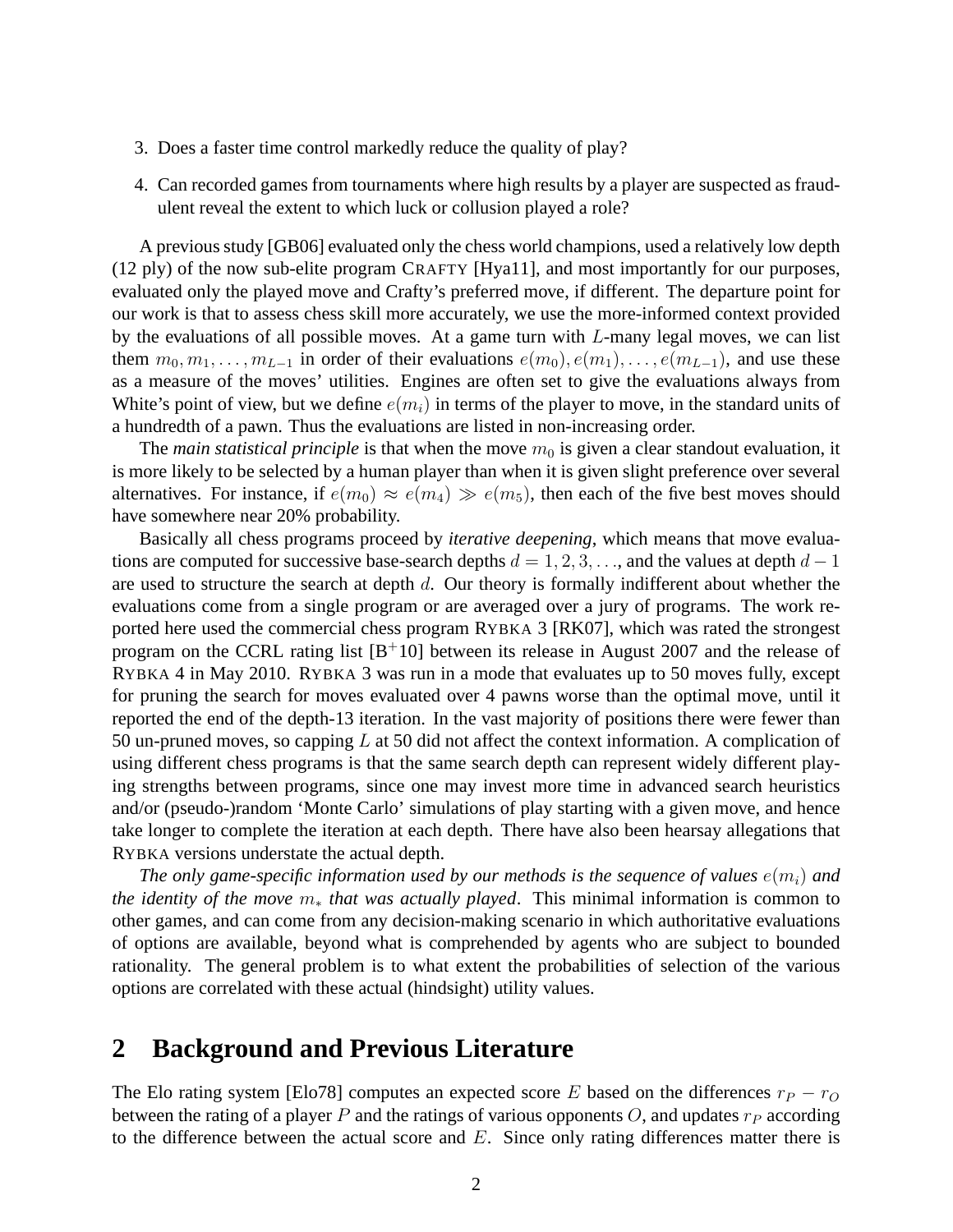3. Does a faster time control markedly reduce the quality of play?

4. Can recorded games from tournaments where high results by a player are suspected as fraudulent reveal the extent to which luck or collusion played a role?

A previous study [GB06] evaluated only the chess world champions, used a relatively low depth (12 ply) of the now sub-elite program CRAFTY [Hya11], and most importantly for our purposes, evaluated only the played move and Crafty's preferred move, if different. The departure point for our work is that to assess chess skill more accurately, we use the more-informed context provided by the evaluations of all possible moves. At a game turn with $L$-many legal moves, we can list them $m_0, m_1, \ldots, m_{L-1}$ in order of their evaluations $e(m_0), e(m_1), \ldots, e(m_{L-1})$, and use these as a measure of the moves' utilities. Engines are often set to give the evaluations always from White's point of view, but we define $e(m_i)$ in terms of the player to move, in the standard units of a hundredth of a pawn. Thus the evaluations are listed in non-increasing order.

The *main statistical principle* is that when the move $m_0$ is given a clear standout evaluation, it is more likely to be selected by a human player than when it is given slight preference over several alternatives. For instance, if $e(m_0) \approx e(m_4) \gg e(m_5)$, then each of the five best moves should have somewhere near 20% probability.

Basically all chess programs proceed by *iterative deepening*, which means that move evaluations are computed for successive base-search depths $d = 1, 2, 3, \ldots$, and the values at depth $d-1$ are used to structure the search at depth $d$. Our theory is formally indifferent about whether the evaluations come from a single program or are averaged over a jury of programs. The work reported here used the commercial chess program RYBKA 3 [RK07], which was rated the strongest program on the CCRL rating list [B$^+$10] between its release in August 2007 and the release of RYBKA 4 in May 2010. RYBKA 3 was run in a mode that evaluates up to 50 moves fully, except for pruning the search for moves evaluated over 4 pawns worse than the optimal move, until it reported the end of the depth-13 iteration. In the vast majority of positions there were fewer than 50 un-pruned moves, so capping $L$ at 50 did not affect the context information. A complication of using different chess programs is that the same search depth can represent widely different playing strengths between programs, since one may invest more time in advanced search heuristics and/or (pseudo-)random 'Monte Carlo' simulations of play starting with a given move, and hence take longer to complete the iteration at each depth. There have also been hearsay allegations that RYBKA versions understate the actual depth.

*The only game-specific information used by our methods is the sequence of values $e(m_i)$ and the identity of the move $m_*$ that was actually played*. This minimal information is common to other games, and can come from any decision-making scenario in which authoritative evaluations of options are available, beyond what is comprehended by agents who are subject to bounded rationality. The general problem is to what extent the probabilities of selection of the various options are correlated with these actual (hindsight) utility values.

## 2 Background and Previous Literature

The Elo rating system [Elo78] computes an expected score $E$ based on the differences $r_P - r_O$ between the rating of a player $P$ and the ratings of various opponents $O$, and updates $r_P$ according to the difference between the actual score and $E$. Since only rating differences matter there is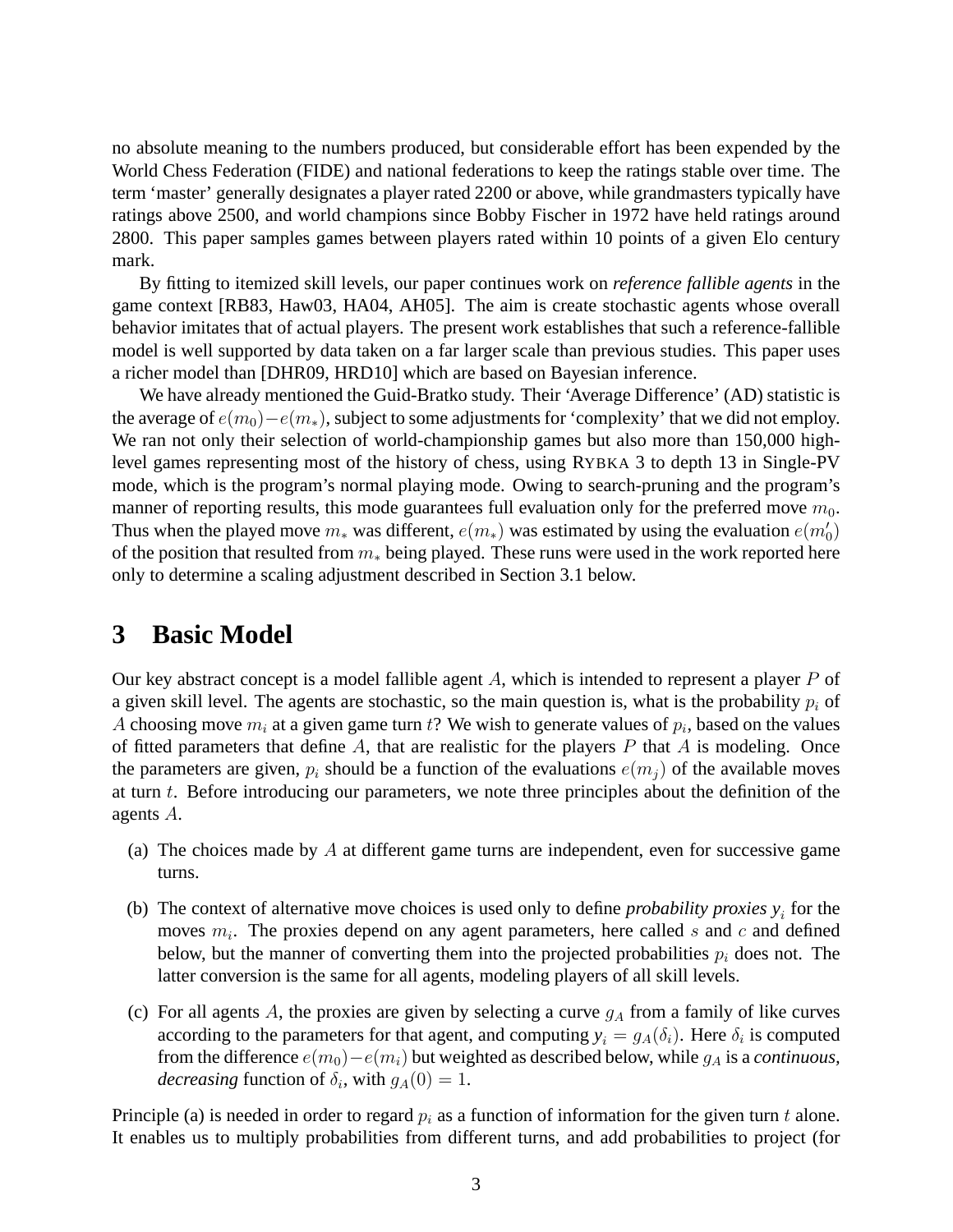no absolute meaning to the numbers produced, but considerable effort has been expended by the World Chess Federation (FIDE) and national federations to keep the ratings stable over time. The term 'master' generally designates a player rated 2200 or above, while grandmasters typically have ratings above 2500, and world champions since Bobby Fischer in 1972 have held ratings around 2800. This paper samples games between players rated within 10 points of a given Elo century mark.

By fitting to itemized skill levels, our paper continues work on *reference fallible agents* in the game context [RB83, Haw03, HA04, AH05]. The aim is create stochastic agents whose overall behavior imitates that of actual players. The present work establishes that such a reference-fallible model is well supported by data taken on a far larger scale than previous studies. This paper uses a richer model than [DHR09, HRD10] which are based on Bayesian inference.

We have already mentioned the Guid-Bratko study. Their 'Average Difference' (AD) statistic is the average of $e(m_0) - e(m_*)$, subject to some adjustments for 'complexity' that we did not employ. We ran not only their selection of world-championship games but also more than 150,000 high-level games representing most of the history of chess, using RYBKA 3 to depth 13 in Single-PV mode, which is the program's normal playing mode. Owing to search-pruning and the program's manner of reporting results, this mode guarantees full evaluation only for the preferred move $m_0$. Thus when the played move $m_*$ was different, $e(m_*)$ was estimated by using the evaluation $e(m'_0)$ of the position that resulted from $m_*$ being played. These runs were used in the work reported here only to determine a scaling adjustment described in Section 3.1 below.

# 3 Basic Model

Our key abstract concept is a model fallible agent $A$, which is intended to represent a player $P$ of a given skill level. The agents are stochastic, so the main question is, what is the probability $p_i$ of $A$ choosing move $m_i$ at a given game turn $t$? We wish to generate values of $p_i$, based on the values of fitted parameters that define $A$, that are realistic for the players $P$ that $A$ is modeling. Once the parameters are given, $p_i$ should be a function of the evaluations $e(m_j)$ of the available moves at turn $t$. Before introducing our parameters, we note three principles about the definition of the agents $A$.

(a) The choices made by $A$ at different game turns are independent, even for successive game turns.

(b) The context of alternative move choices is used only to define *probability proxies* $y_i$ for the moves $m_i$. The proxies depend on any agent parameters, here called $s$ and $c$ and defined below, but the manner of converting them into the projected probabilities $p_i$ does not. The latter conversion is the same for all agents, modeling players of all skill levels.

(c) For all agents $A$, the proxies are given by selecting a curve $g_A$ from a family of like curves according to the parameters for that agent, and computing $y_i = g_A(\delta_i)$. Here $\delta_i$ is computed from the difference $e(m_0) - e(m_i)$ but weighted as described below, while $g_A$ is a *continuous, decreasing* function of $\delta_i$, with $g_A(0) = 1$.

Principle (a) is needed in order to regard $p_i$ as a function of information for the given turn $t$ alone. It enables us to multiply probabilities from different turns, and add probabilities to project (for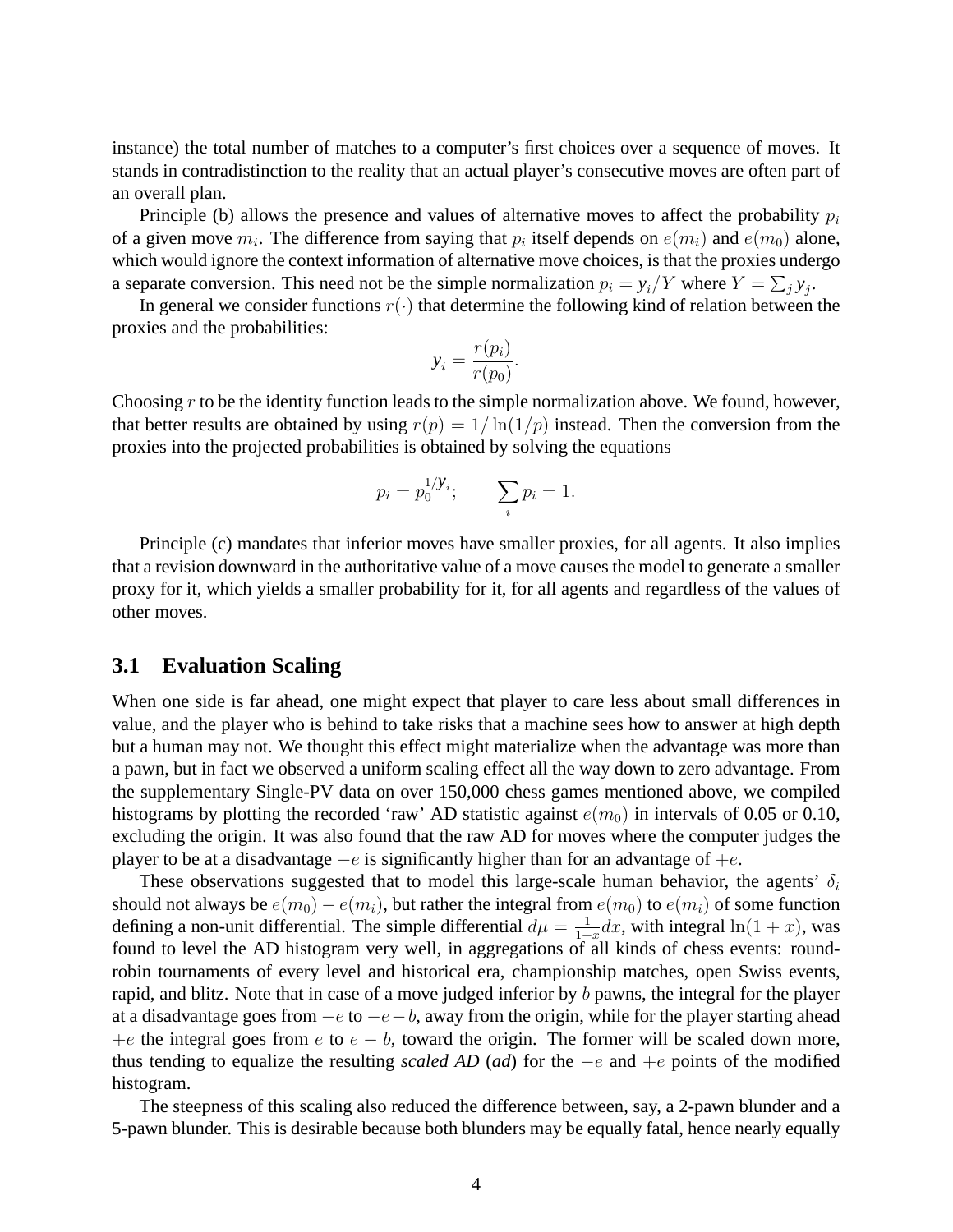instance) the total number of matches to a computer's first choices over a sequence of moves. It stands in contradistinction to the reality that an actual player's consecutive moves are often part of an overall plan.

Principle (b) allows the presence and values of alternative moves to affect the probability $p_i$ of a given move $m_i$. The difference from saying that $p_i$ itself depends on $e(m_i)$ and $e(m_0)$ alone, which would ignore the context information of alternative move choices, is that the proxies undergo a separate conversion. This need not be the simple normalization $p_i = y_i/Y$ where $Y = \sum_j y_j$.

In general we consider functions $r(\cdot)$ that determine the following kind of relation between the proxies and the probabilities:

$$y_i = \frac{r(p_i)}{r(p_0)}.$$

Choosing $r$ to be the identity function leads to the simple normalization above. We found, however, that better results are obtained by using $r(p) = 1/\ln(1/p)$ instead. Then the conversion from the proxies into the projected probabilities is obtained by solving the equations

$$p_i = p_0^{1/y_i}; \qquad \sum_i p_i = 1.$$

Principle (c) mandates that inferior moves have smaller proxies, for all agents. It also implies that a revision downward in the authoritative value of a move causes the model to generate a smaller proxy for it, which yields a smaller probability for it, for all agents and regardless of the values of other moves.

## 3.1 Evaluation Scaling

When one side is far ahead, one might expect that player to care less about small differences in value, and the player who is behind to take risks that a machine sees how to answer at high depth but a human may not. We thought this effect might materialize when the advantage was more than a pawn, but in fact we observed a uniform scaling effect all the way down to zero advantage. From the supplementary Single-PV data on over 150,000 chess games mentioned above, we compiled histograms by plotting the recorded 'raw' AD statistic against $e(m_0)$ in intervals of 0.05 or 0.10, excluding the origin. It was also found that the raw AD for moves where the computer judges the player to be at a disadvantage $-e$ is significantly higher than for an advantage of $+e$.

These observations suggested that to model this large-scale human behavior, the agents' $\delta_i$ should not always be $e(m_0) - e(m_i)$, but rather the integral from $e(m_0)$ to $e(m_i)$ of some function defining a non-unit differential. The simple differential $d\mu = \frac{1}{1+x}dx$, with integral $\ln(1 + x)$, was found to level the AD histogram very well, in aggregations of all kinds of chess events: round-robin tournaments of every level and historical era, championship matches, open Swiss events, rapid, and blitz. Note that in case of a move judged inferior by $b$ pawns, the integral for the player at a disadvantage goes from $-e$ to $-e-b$, away from the origin, while for the player starting ahead $+e$ the integral goes from $e$ to $e - b$, toward the origin. The former will be scaled down more, thus tending to equalize the resulting *scaled AD* (*ad*) for the $-e$ and $+e$ points of the modified histogram.

The steepness of this scaling also reduced the difference between, say, a 2-pawn blunder and a 5-pawn blunder. This is desirable because both blunders may be equally fatal, hence nearly equally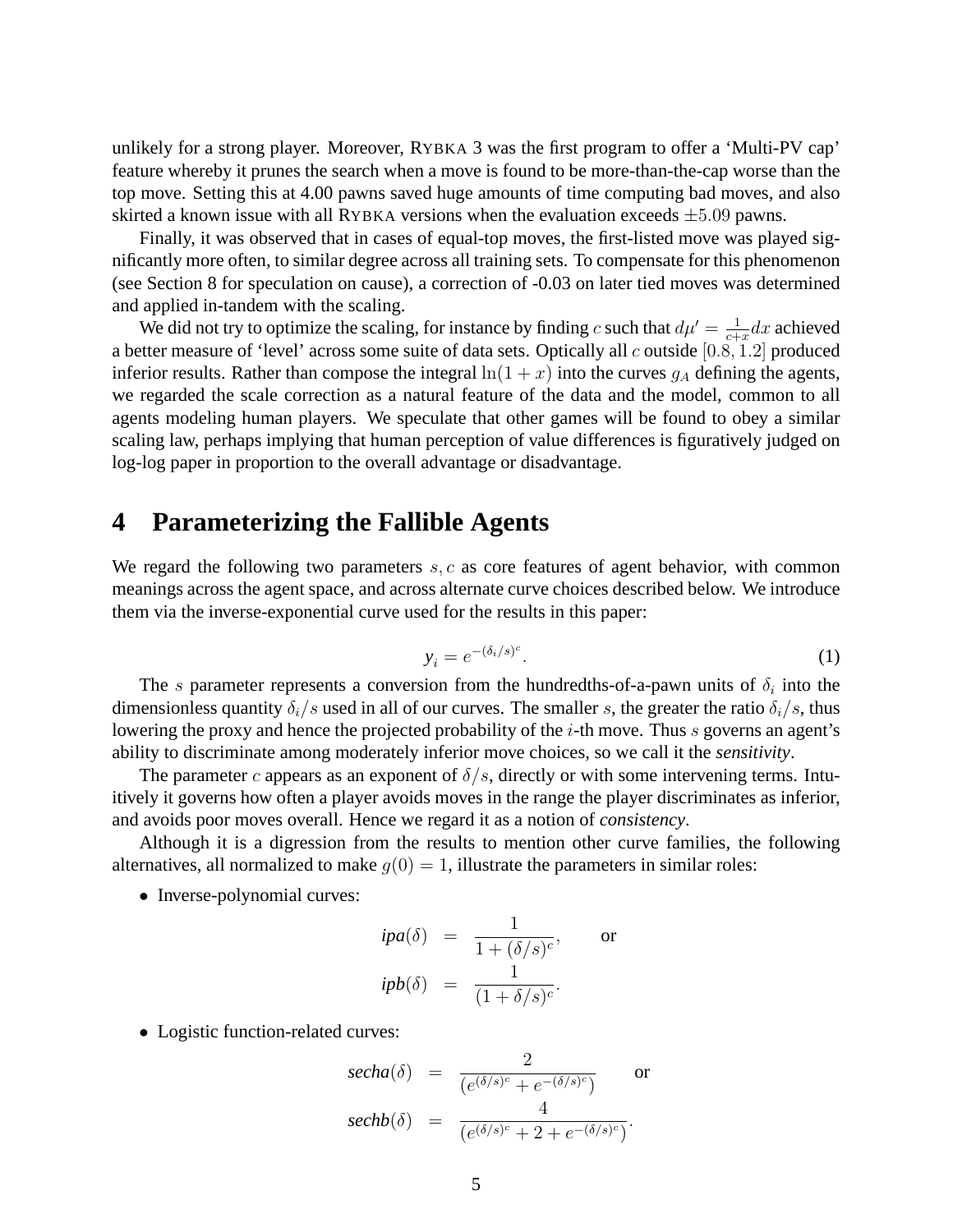unlikely for a strong player. Moreover, RYBKA 3 was the first program to offer a 'Multi-PV cap' feature whereby it prunes the search when a move is found to be more-than-the-cap worse than the top move. Setting this at 4.00 pawns saved huge amounts of time computing bad moves, and also skirted a known issue with all RYBKA versions when the evaluation exceeds $\pm 5.09$ pawns.

Finally, it was observed that in cases of equal-top moves, the first-listed move was played significantly more often, to similar degree across all training sets. To compensate for this phenomenon (see Section 8 for speculation on cause), a correction of -0.03 on later tied moves was determined and applied in-tandem with the scaling.

We did not try to optimize the scaling, for instance by finding $c$ such that $d\mu' = \frac{1}{c+x}dx$ achieved a better measure of 'level' across some suite of data sets. Optically all $c$ outside $[0.8, 1.2]$ produced inferior results. Rather than compose the integral $\ln(1+x)$ into the curves $g_A$ defining the agents, we regarded the scale correction as a natural feature of the data and the model, common to all agents modeling human players. We speculate that other games will be found to obey a similar scaling law, perhaps implying that human perception of value differences is figuratively judged on log-log paper in proportion to the overall advantage or disadvantage.

# 4 Parameterizing the Fallible Agents

We regard the following two parameters $s, c$ as core features of agent behavior, with common meanings across the agent space, and across alternate curve choices described below. We introduce them via the inverse-exponential curve used for the results in this paper:

$$y_i = e^{-(\delta_i/s)^c}. \tag{1}$$

The $s$ parameter represents a conversion from the hundredths-of-a-pawn units of $\delta_i$ into the dimensionless quantity $\delta_i/s$ used in all of our curves. The smaller $s$, the greater the ratio $\delta_i/s$, thus lowering the proxy and hence the projected probability of the $i$-th move. Thus $s$ governs an agent's ability to discriminate among moderately inferior move choices, so we call it the *sensitivity*.

The parameter $c$ appears as an exponent of $\delta/s$, directly or with some intervening terms. Intuitively it governs how often a player avoids moves in the range the player discriminates as inferior, and avoids poor moves overall. Hence we regard it as a notion of *consistency*.

Although it is a digression from the results to mention other curve families, the following alternatives, all normalized to make $g(0) = 1$, illustrate the parameters in similar roles:

- Inverse-polynomial curves:

$$\textit{ipa}(\delta) = \frac{1}{1+(\delta/s)^c}, \qquad \text{or}$$
$$\textit{ipb}(\delta) = \frac{1}{(1+\delta/s)^c}.$$

- Logistic function-related curves:

$$\textit{secha}(\delta) = \frac{2}{(e^{(\delta/s)^c} + e^{-(\delta/s)^c})} \qquad \text{or}$$
$$\textit{sechb}(\delta) = \frac{4}{(e^{(\delta/s)^c} + 2 + e^{-(\delta/s)^c})}.$$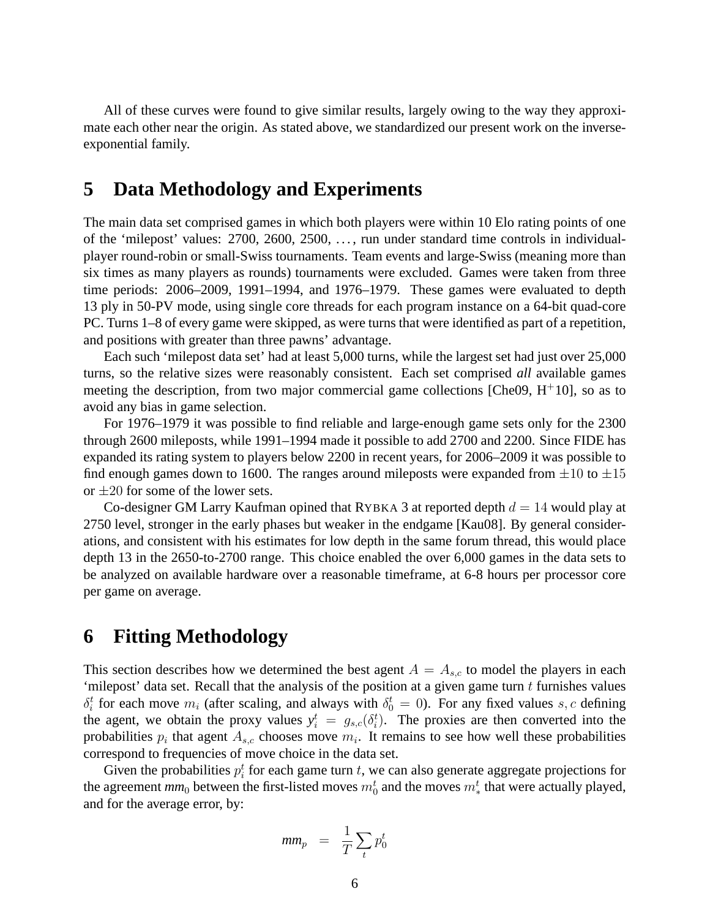All of these curves were found to give similar results, largely owing to the way they approximate each other near the origin. As stated above, we standardized our present work on the inverse-exponential family.

# 5 Data Methodology and Experiments

The main data set comprised games in which both players were within 10 Elo rating points of one of the 'milepost' values: 2700, 2600, 2500, ..., run under standard time controls in individual-player round-robin or small-Swiss tournaments. Team events and large-Swiss (meaning more than six times as many players as rounds) tournaments were excluded. Games were taken from three time periods: 2006–2009, 1991–1994, and 1976–1979. These games were evaluated to depth 13 ply in 50-PV mode, using single core threads for each program instance on a 64-bit quad-core PC. Turns 1–8 of every game were skipped, as were turns that were identified as part of a repetition, and positions with greater than three pawns' advantage.

Each such 'milepost data set' had at least 5,000 turns, while the largest set had just over 25,000 turns, so the relative sizes were reasonably consistent. Each set comprised ***all*** available games meeting the description, from two major commercial game collections [Che09, H+10], so as to avoid any bias in game selection.

For 1976–1979 it was possible to find reliable and large-enough game sets only for the 2300 through 2600 mileposts, while 1991–1994 made it possible to add 2700 and 2200. Since FIDE has expanded its rating system to players below 2200 in recent years, for 2006–2009 it was possible to find enough games down to 1600. The ranges around mileposts were expanded from $\pm 10$ to $\pm 15$ or $\pm 20$ for some of the lower sets.

Co-designer GM Larry Kaufman opined that RYBKA 3 at reported depth $d = 14$ would play at 2750 level, stronger in the early phases but weaker in the endgame [Kau08]. By general considerations, and consistent with his estimates for low depth in the same forum thread, this would place depth 13 in the 2650-to-2700 range. This choice enabled the over 6,000 games in the data sets to be analyzed on available hardware over a reasonable timeframe, at 6-8 hours per processor core per game on average.

# 6 Fitting Methodology

This section describes how we determined the best agent $A = A_{s,c}$ to model the players in each 'milepost' data set. Recall that the analysis of the position at a given game turn $t$ furnishes values $\delta_i^t$ for each move $m_i$ (after scaling, and always with $\delta_0^t = 0$). For any fixed values $s, c$ defining the agent, we obtain the proxy values $y_i^t = g_{s,c}(\delta_i^t)$. The proxies are then converted into the probabilities $p_i$ that agent $A_{s,c}$ chooses move $m_i$. It remains to see how well these probabilities correspond to frequencies of move choice in the data set.

Given the probabilities $p_i^t$ for each game turn $t$, we can also generate aggregate projections for the agreement $mm_0$ between the first-listed moves $m_0^t$ and the moves $m_*^t$ that were actually played, and for the average error, by:

$$mm_p = \frac{1}{T}\sum_t p_0^t$$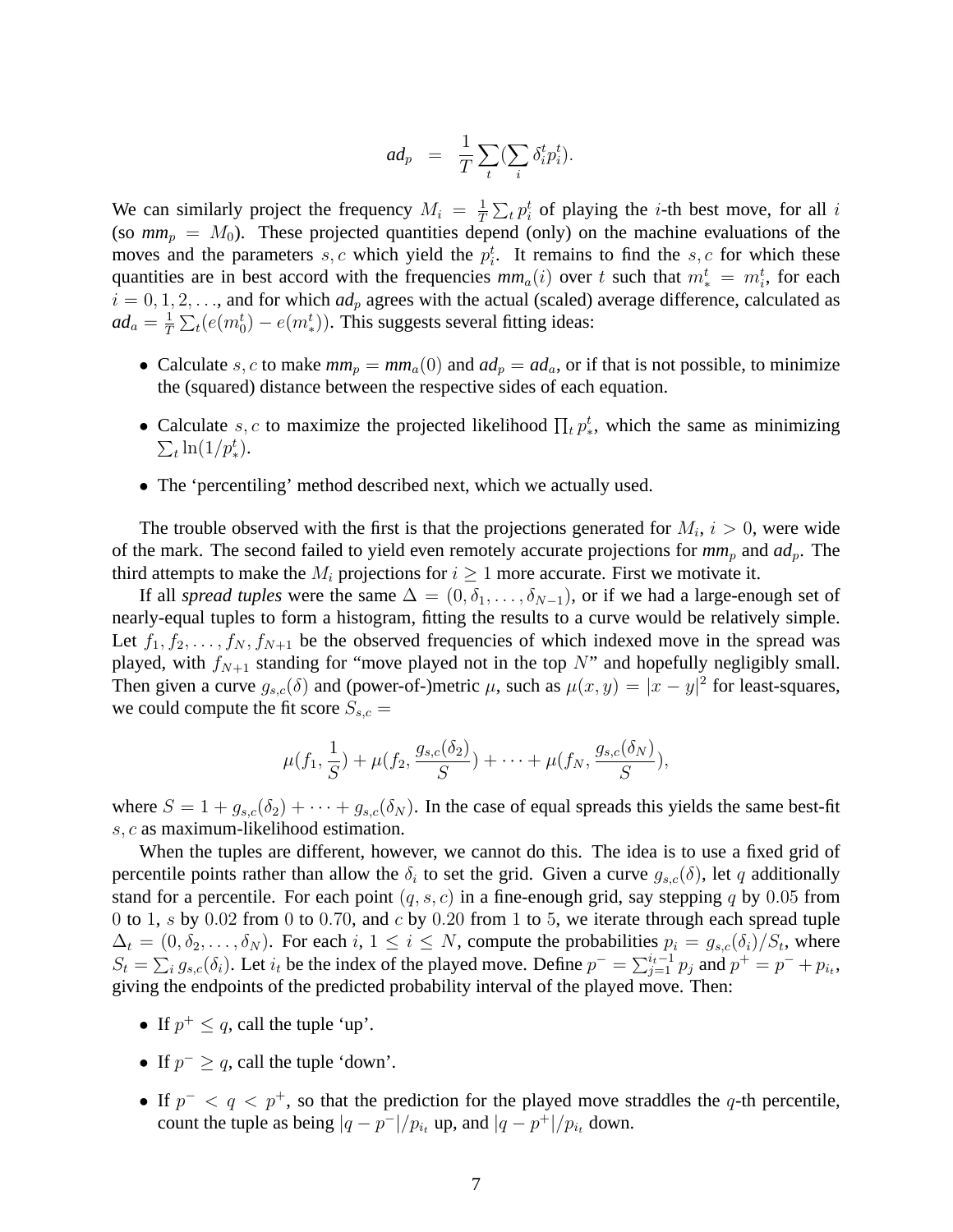$$\textit{ad}_p \;=\; \frac{1}{T}\sum_t (\sum_i \delta_i^t p_i^t).$$

We can similarly project the frequency $M_i = \frac{1}{T}\sum_t p_i^t$ of playing the $i$-th best move, for all $i$ (so $\textit{mm}_p = M_0$). These projected quantities depend (only) on the machine evaluations of the moves and the parameters $s, c$ which yield the $p_i^t$. It remains to find the $s, c$ for which these quantities are in best accord with the frequencies $\textit{mm}_a(i)$ over $t$ such that $m_*^t = m_i^t$, for each $i = 0, 1, 2, \ldots$, and for which $\textit{ad}_p$ agrees with the actual (scaled) average difference, calculated as $\textit{ad}_a = \frac{1}{T}\sum_t (e(m_0^t) - e(m_*^t))$. This suggests several fitting ideas:

- Calculate $s, c$ to make $\textit{mm}_p = \textit{mm}_a(0)$ and $\textit{ad}_p = \textit{ad}_a$, or if that is not possible, to minimize the (squared) distance between the respective sides of each equation.
- Calculate $s, c$ to maximize the projected likelihood $\prod_t p_*^t$, which the same as minimizing $\sum_t \ln(1/p_*^t)$.
- The 'percentiling' method described next, which we actually used.

The trouble observed with the first is that the projections generated for $M_i$, $i > 0$, were wide of the mark. The second failed to yield even remotely accurate projections for $\textit{mm}_p$ and $\textit{ad}_p$. The third attempts to make the $M_i$ projections for $i \geq 1$ more accurate. First we motivate it.

If all *spread tuples* were the same $\Delta = (0, \delta_1, \ldots, \delta_{N-1})$, or if we had a large-enough set of nearly-equal tuples to form a histogram, fitting the results to a curve would be relatively simple. Let $f_1, f_2, \ldots, f_N, f_{N+1}$ be the observed frequencies of which indexed move in the spread was played, with $f_{N+1}$ standing for "move played not in the top $N$" and hopefully negligibly small. Then given a curve $g_{s,c}(\delta)$ and (power-of-)metric $\mu$, such as $\mu(x, y) = |x - y|^2$ for least-squares, we could compute the fit score $S_{s,c} =$

$$\mu(f_1, \frac{1}{S}) + \mu(f_2, \frac{g_{s,c}(\delta_2)}{S}) + \cdots + \mu(f_N, \frac{g_{s,c}(\delta_N)}{S}),$$

where $S = 1 + g_{s,c}(\delta_2) + \cdots + g_{s,c}(\delta_N)$. In the case of equal spreads this yields the same best-fit $s, c$ as maximum-likelihood estimation.

When the tuples are different, however, we cannot do this. The idea is to use a fixed grid of percentile points rather than allow the $\delta_i$ to set the grid. Given a curve $g_{s,c}(\delta)$, let $q$ additionally stand for a percentile. For each point $(q, s, c)$ in a fine-enough grid, say stepping $q$ by $0.05$ from $0$ to $1$, $s$ by $0.02$ from $0$ to $0.70$, and $c$ by $0.20$ from $1$ to $5$, we iterate through each spread tuple $\Delta_t = (0, \delta_2, \ldots, \delta_N)$. For each $i$, $1 \leq i \leq N$, compute the probabilities $p_i = g_{s,c}(\delta_i)/S_t$, where $S_t = \sum_i g_{s,c}(\delta_i)$. Let $i_t$ be the index of the played move. Define $p^- = \sum_{j=1}^{i_t - 1} p_j$ and $p^+ = p^- + p_{i_t}$, giving the endpoints of the predicted probability interval of the played move. Then:

- If $p^+ \leq q$, call the tuple 'up'.
- If $p^- \geq q$, call the tuple 'down'.
- If $p^- < q < p^+$, so that the prediction for the played move straddles the $q$-th percentile, count the tuple as being $|q - p^-|/p_{i_t}$ up, and $|q - p^+|/p_{i_t}$ down.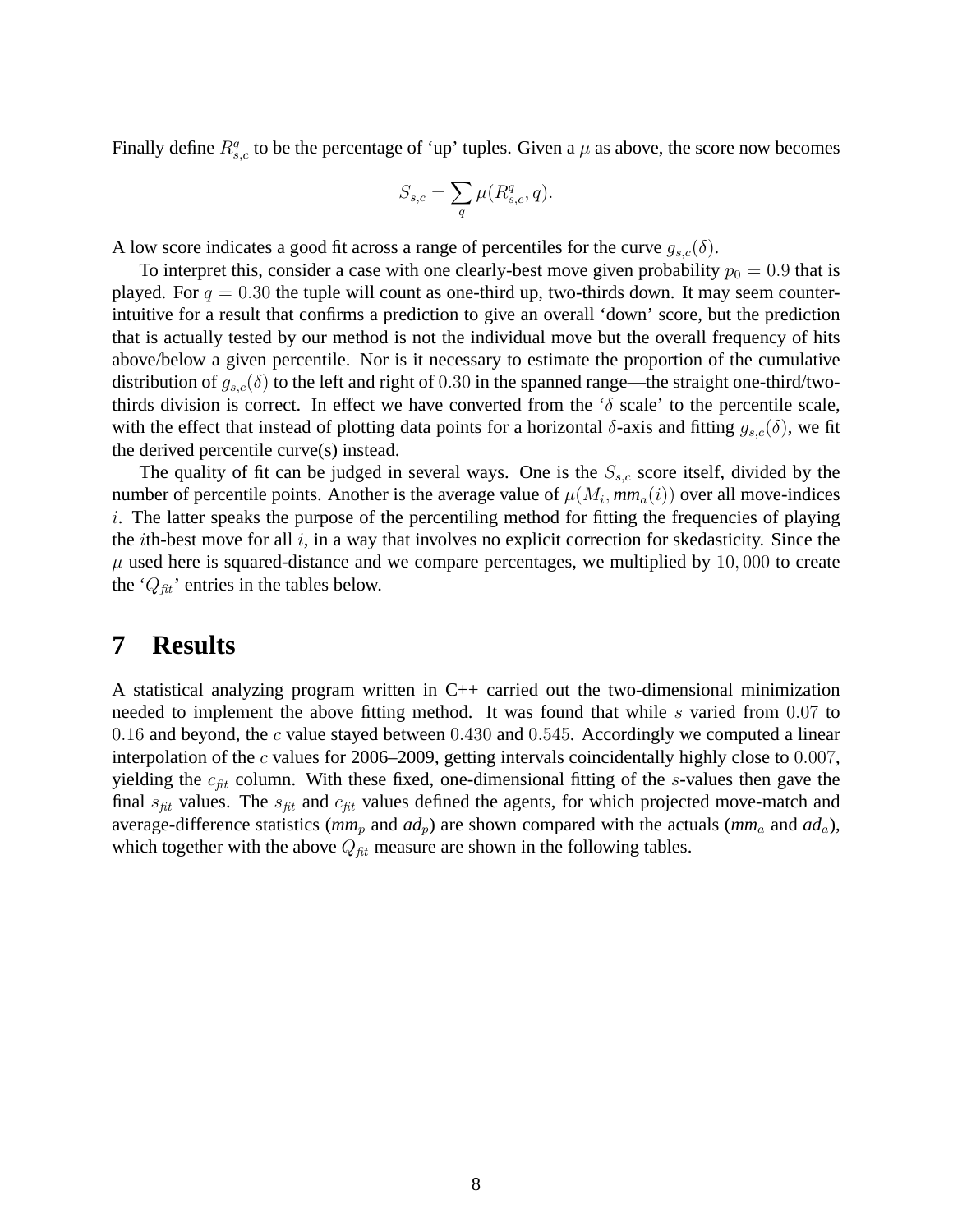Finally define $R^q_{s,c}$ to be the percentage of 'up' tuples. Given a $\mu$ as above, the score now becomes

$$S_{s,c} = \sum_q \mu(R^q_{s,c}, q).$$

A low score indicates a good fit across a range of percentiles for the curve $g_{s,c}(\delta)$.

To interpret this, consider a case with one clearly-best move given probability $p_0 = 0.9$ that is played. For $q = 0.30$ the tuple will count as one-third up, two-thirds down. It may seem counter-intuitive for a result that confirms a prediction to give an overall 'down' score, but the prediction that is actually tested by our method is not the individual move but the overall frequency of hits above/below a given percentile. Nor is it necessary to estimate the proportion of the cumulative distribution of $g_{s,c}(\delta)$ to the left and right of $0.30$ in the spanned range—the straight one-third/two-thirds division is correct. In effect we have converted from the '$\delta$ scale' to the percentile scale, with the effect that instead of plotting data points for a horizontal $\delta$-axis and fitting $g_{s,c}(\delta)$, we fit the derived percentile curve(s) instead.

The quality of fit can be judged in several ways. One is the $S_{s,c}$ score itself, divided by the number of percentile points. Another is the average value of $\mu(M_i, \mathit{mm}_a(i))$ over all move-indices $i$. The latter speaks the purpose of the percentiling method for fitting the frequencies of playing the $i$th-best move for all $i$, in a way that involves no explicit correction for skedasticity. Since the $\mu$ used here is squared-distance and we compare percentages, we multiplied by $10,000$ to create the '$Q_{fit}$' entries in the tables below.

# 7 Results

A statistical analyzing program written in C++ carried out the two-dimensional minimization needed to implement the above fitting method. It was found that while $s$ varied from $0.07$ to $0.16$ and beyond, the $c$ value stayed between $0.430$ and $0.545$. Accordingly we computed a linear interpolation of the $c$ values for 2006–2009, getting intervals coincidentally highly close to $0.007$, yielding the $c_{fit}$ column. With these fixed, one-dimensional fitting of the $s$-values then gave the final $s_{fit}$ values. The $s_{fit}$ and $c_{fit}$ values defined the agents, for which projected move-match and average-difference statistics ($\mathit{mm}_p$ and $\mathit{ad}_p$) are shown compared with the actuals ($\mathit{mm}_a$ and $\mathit{ad}_a$), which together with the above $Q_{fit}$ measure are shown in the following tables.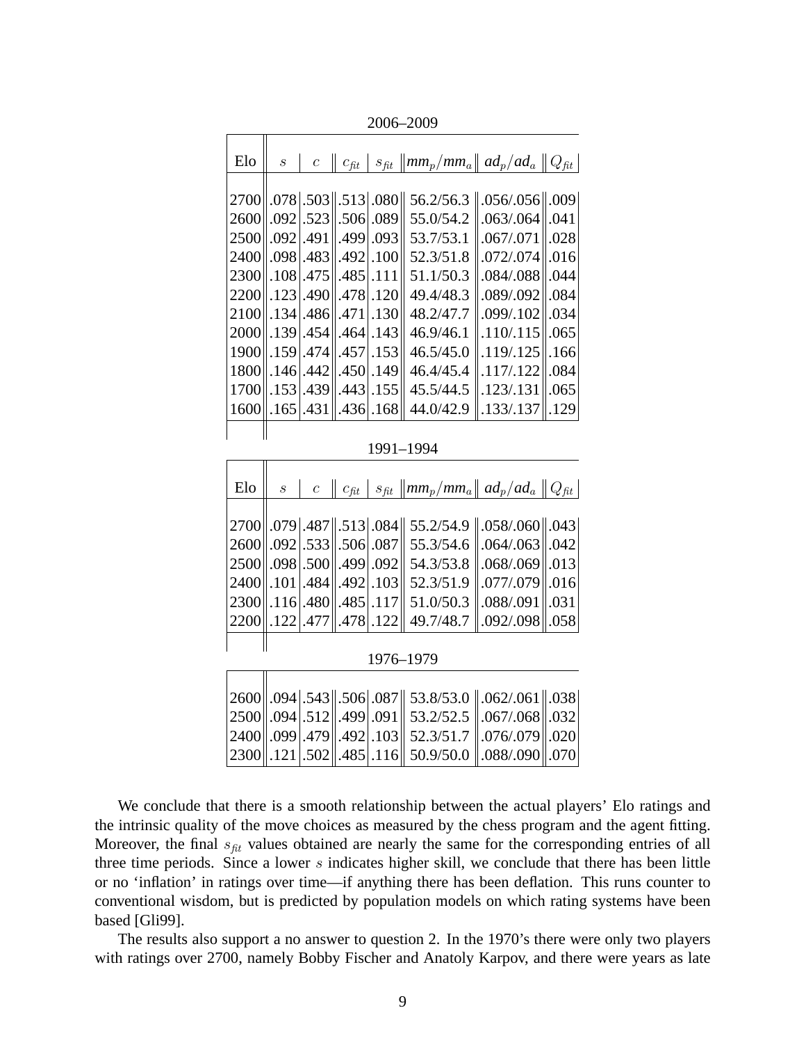2006–2009

| Elo | $s$ | $c$ | $c_{fit}$ | $s_{fit}$ | $mm_p/mm_a$ | $ad_p/ad_a$ | $Q_{fit}$ |
|---|---|---|---|---|---|---|---|
| 2700 | .078 | .503 | .513 | .080 | 56.2/56.3 | .056/.056 | .009 |
| 2600 | .092 | .523 | .506 | .089 | 55.0/54.2 | .063/.064 | .041 |
| 2500 | .092 | .491 | .499 | .093 | 53.7/53.1 | .067/.071 | .028 |
| 2400 | .098 | .483 | .492 | .100 | 52.3/51.8 | .072/.074 | .016 |
| 2300 | .108 | .475 | .485 | .111 | 51.1/50.3 | .084/.088 | .044 |
| 2200 | .123 | .490 | .478 | .120 | 49.4/48.3 | .089/.092 | .084 |
| 2100 | .134 | .486 | .471 | .130 | 48.2/47.7 | .099/.102 | .034 |
| 2000 | .139 | .454 | .464 | .143 | 46.9/46.1 | .110/.115 | .065 |
| 1900 | .159 | .474 | .457 | .153 | 46.5/45.0 | .119/.125 | .166 |
| 1800 | .146 | .442 | .450 | .149 | 46.4/45.4 | .117/.122 | .084 |
| 1700 | .153 | .439 | .443 | .155 | 45.5/44.5 | .123/.131 | .065 |
| 1600 | .165 | .431 | .436 | .168 | 44.0/42.9 | .133/.137 | .129 |

1991–1994

| Elo | $s$ | $c$ | $c_{fit}$ | $s_{fit}$ | $mm_p/mm_a$ | $ad_p/ad_a$ | $Q_{fit}$ |
|---|---|---|---|---|---|---|---|
| 2700 | .079 | .487 | .513 | .084 | 55.2/54.9 | .058/.060 | .043 |
| 2600 | .092 | .533 | .506 | .087 | 55.3/54.6 | .064/.063 | .042 |
| 2500 | .098 | .500 | .499 | .092 | 54.3/53.8 | .068/.069 | .013 |
| 2400 | .101 | .484 | .492 | .103 | 52.3/51.9 | .077/.079 | .016 |
| 2300 | .116 | .480 | .485 | .117 | 51.0/50.3 | .088/.091 | .031 |
| 2200 | .122 | .477 | .478 | .122 | 49.7/48.7 | .092/.098 | .058 |

1976–1979

| Elo | $s$ | $c$ | $c_{fit}$ | $s_{fit}$ | $mm_p/mm_a$ | $ad_p/ad_a$ | $Q_{fit}$ |
|---|---|---|---|---|---|---|---|
| 2600 | .094 | .543 | .506 | .087 | 53.8/53.0 | .062/.061 | .038 |
| 2500 | .094 | .512 | .499 | .091 | 53.2/52.5 | .067/.068 | .032 |
| 2400 | .099 | .479 | .492 | .103 | 52.3/51.7 | .076/.079 | .020 |
| 2300 | .121 | .502 | .485 | .116 | 50.9/50.0 | .088/.090 | .070 |

We conclude that there is a smooth relationship between the actual players' Elo ratings and the intrinsic quality of the move choices as measured by the chess program and the agent fitting. Moreover, the final $s_{fit}$ values obtained are nearly the same for the corresponding entries of all three time periods. Since a lower $s$ indicates higher skill, we conclude that there has been little or no 'inflation' in ratings over time—if anything there has been deflation. This runs counter to conventional wisdom, but is predicted by population models on which rating systems have been based [Gli99].

The results also support a no answer to question 2. In the 1970's there were only two players with ratings over 2700, namely Bobby Fischer and Anatoly Karpov, and there were years as late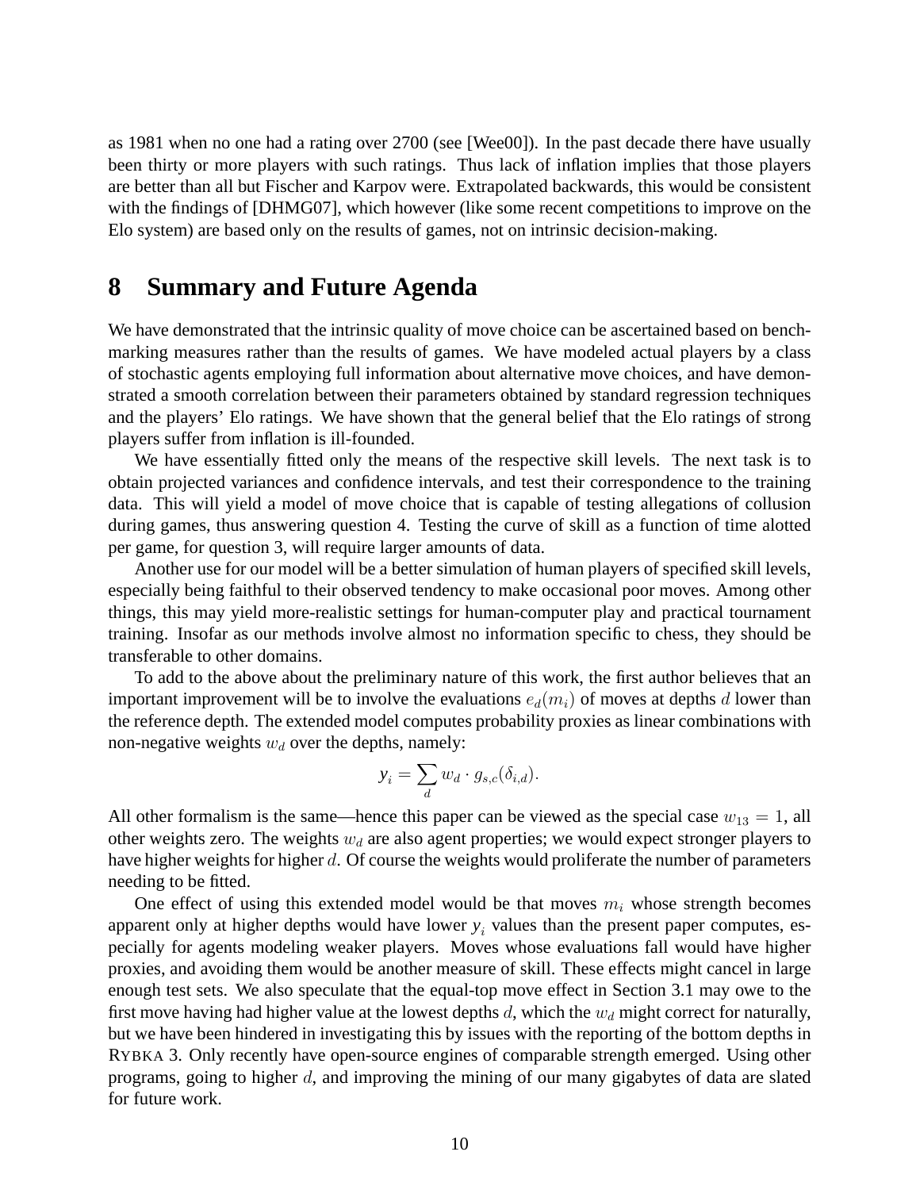as 1981 when no one had a rating over 2700 (see [Wee00]). In the past decade there have usually been thirty or more players with such ratings. Thus lack of inflation implies that those players are better than all but Fischer and Karpov were. Extrapolated backwards, this would be consistent with the findings of [DHMG07], which however (like some recent competitions to improve on the Elo system) are based only on the results of games, not on intrinsic decision-making.

# 8 Summary and Future Agenda

We have demonstrated that the intrinsic quality of move choice can be ascertained based on benchmarking measures rather than the results of games. We have modeled actual players by a class of stochastic agents employing full information about alternative move choices, and have demonstrated a smooth correlation between their parameters obtained by standard regression techniques and the players' Elo ratings. We have shown that the general belief that the Elo ratings of strong players suffer from inflation is ill-founded.

We have essentially fitted only the means of the respective skill levels. The next task is to obtain projected variances and confidence intervals, and test their correspondence to the training data. This will yield a model of move choice that is capable of testing allegations of collusion during games, thus answering question 4. Testing the curve of skill as a function of time alotted per game, for question 3, will require larger amounts of data.

Another use for our model will be a better simulation of human players of specified skill levels, especially being faithful to their observed tendency to make occasional poor moves. Among other things, this may yield more-realistic settings for human-computer play and practical tournament training. Insofar as our methods involve almost no information specific to chess, they should be transferable to other domains.

To add to the above about the preliminary nature of this work, the first author believes that an important improvement will be to involve the evaluations $e_d(m_i)$ of moves at depths $d$ lower than the reference depth. The extended model computes probability proxies as linear combinations with non-negative weights $w_d$ over the depths, namely:

$$y_i = \sum_d w_d \cdot g_{s,c}(\delta_{i,d}).$$

All other formalism is the same—hence this paper can be viewed as the special case $w_{13} = 1$, all other weights zero. The weights $w_d$ are also agent properties; we would expect stronger players to have higher weights for higher $d$. Of course the weights would proliferate the number of parameters needing to be fitted.

One effect of using this extended model would be that moves $m_i$ whose strength becomes apparent only at higher depths would have lower $y_i$ values than the present paper computes, especially for agents modeling weaker players. Moves whose evaluations fall would have higher proxies, and avoiding them would be another measure of skill. These effects might cancel in large enough test sets. We also speculate that the equal-top move effect in Section 3.1 may owe to the first move having had higher value at the lowest depths $d$, which the $w_d$ might correct for naturally, but we have been hindered in investigating this by issues with the reporting of the bottom depths in RYBKA 3. Only recently have open-source engines of comparable strength emerged. Using other programs, going to higher $d$, and improving the mining of our many gigabytes of data are slated for future work.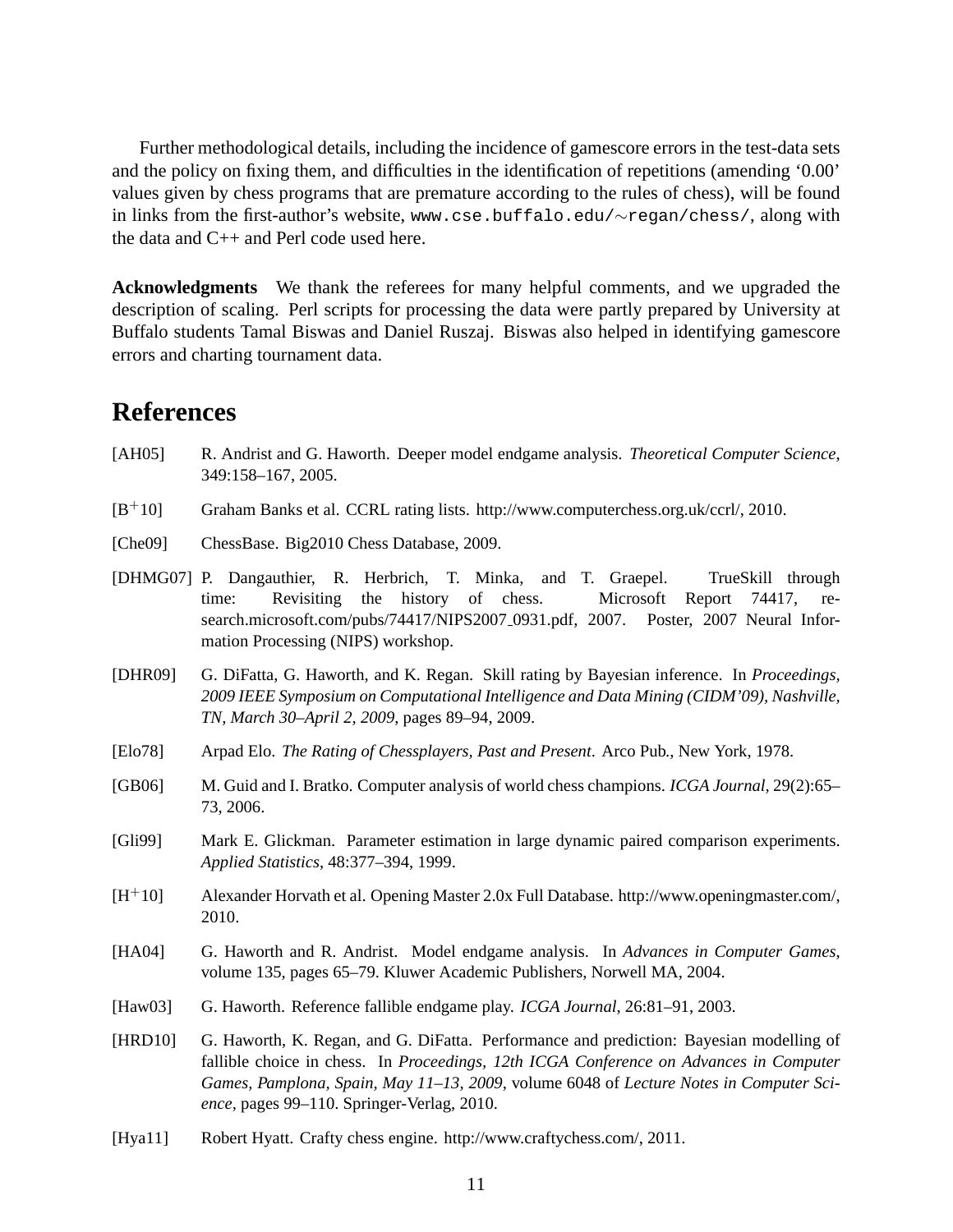Further methodological details, including the incidence of gamescore errors in the test-data sets and the policy on fixing them, and difficulties in the identification of repetitions (amending '0.00' values given by chess programs that are premature according to the rules of chess), will be found in links from the first-author's website, `www.cse.buffalo.edu/~regan/chess/`, along with the data and C++ and Perl code used here.

**Acknowledgments** We thank the referees for many helpful comments, and we upgraded the description of scaling. Perl scripts for processing the data were partly prepared by University at Buffalo students Tamal Biswas and Daniel Ruszaj. Biswas also helped in identifying gamescore errors and charting tournament data.

# References

[AH05] R. Andrist and G. Haworth. Deeper model endgame analysis. *Theoretical Computer Science*, 349:158–167, 2005.

[B+10] Graham Banks et al. CCRL rating lists. http://www.computerchess.org.uk/ccrl/, 2010.

[Che09] ChessBase. Big2010 Chess Database, 2009.

[DHMG07] P. Dangauthier, R. Herbrich, T. Minka, and T. Graepel. TrueSkill through time: Revisiting the history of chess. Microsoft Report 74417, research.microsoft.com/pubs/74417/NIPS2007_0931.pdf, 2007. Poster, 2007 Neural Information Processing (NIPS) workshop.

[DHR09] G. DiFatta, G. Haworth, and K. Regan. Skill rating by Bayesian inference. In *Proceedings, 2009 IEEE Symposium on Computational Intelligence and Data Mining (CIDM'09), Nashville, TN, March 30–April 2, 2009*, pages 89–94, 2009.

[Elo78] Arpad Elo. *The Rating of Chessplayers, Past and Present*. Arco Pub., New York, 1978.

[GB06] M. Guid and I. Bratko. Computer analysis of world chess champions. *ICGA Journal*, 29(2):65–73, 2006.

[Gli99] Mark E. Glickman. Parameter estimation in large dynamic paired comparison experiments. *Applied Statistics*, 48:377–394, 1999.

[H+10] Alexander Horvath et al. Opening Master 2.0x Full Database. http://www.openingmaster.com/, 2010.

[HA04] G. Haworth and R. Andrist. Model endgame analysis. In *Advances in Computer Games*, volume 135, pages 65–79. Kluwer Academic Publishers, Norwell MA, 2004.

[Haw03] G. Haworth. Reference fallible endgame play. *ICGA Journal*, 26:81–91, 2003.

[HRD10] G. Haworth, K. Regan, and G. DiFatta. Performance and prediction: Bayesian modelling of fallible choice in chess. In *Proceedings, 12th ICGA Conference on Advances in Computer Games, Pamplona, Spain, May 11–13, 2009*, volume 6048 of *Lecture Notes in Computer Science*, pages 99–110. Springer-Verlag, 2010.

[Hya11] Robert Hyatt. Crafty chess engine. http://www.craftychess.com/, 2011.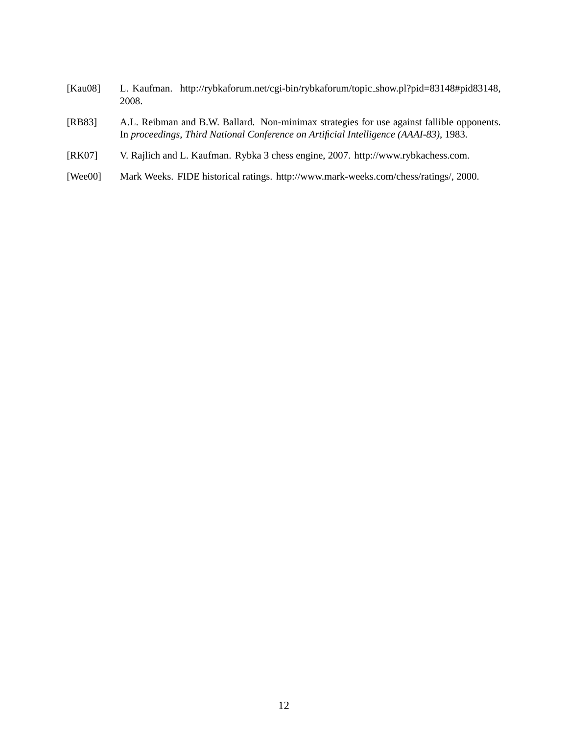[Kau08] L. Kaufman. http://rybkaforum.net/cgi-bin/rybkaforum/topic_show.pl?pid=83148#pid83148, 2008.

[RB83] A.L. Reibman and B.W. Ballard. Non-minimax strategies for use against fallible opponents. In *proceedings, Third National Conference on Artificial Intelligence (AAAI-83)*, 1983.

[RK07] V. Rajlich and L. Kaufman. Rybka 3 chess engine, 2007. http://www.rybkachess.com.

[Wee00] Mark Weeks. FIDE historical ratings. http://www.mark-weeks.com/chess/ratings/, 2000.